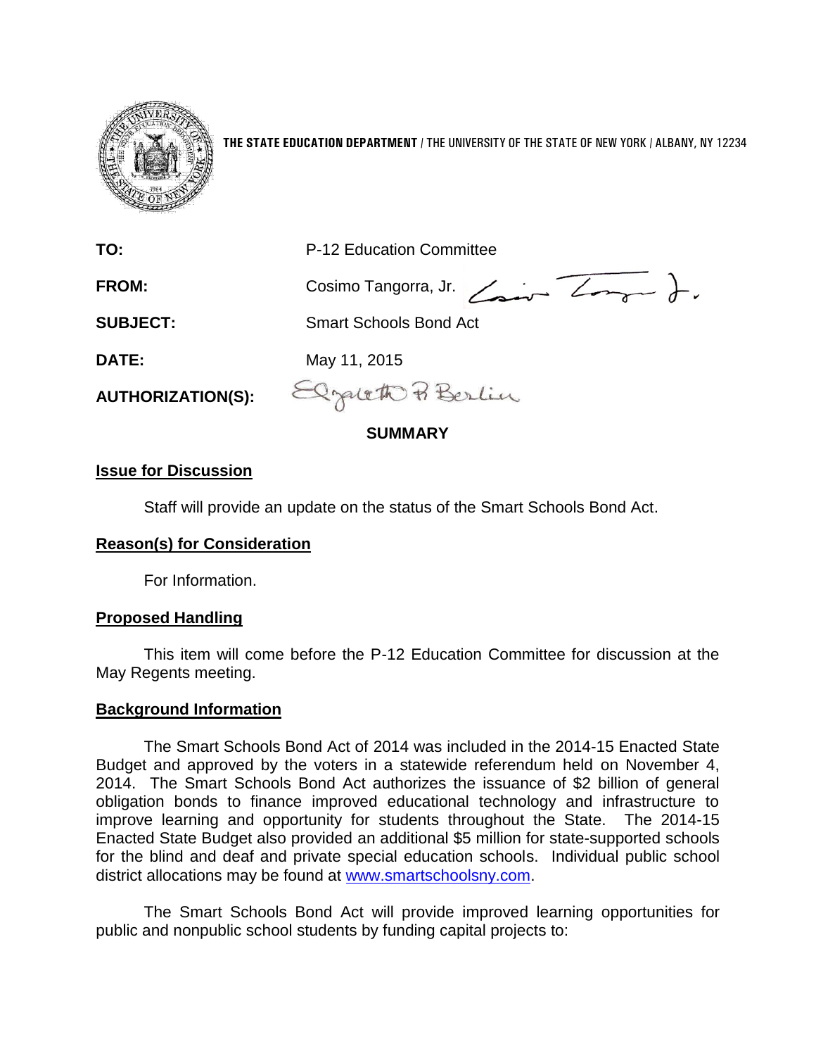THE STATE EDUCATION DEPARTMENT / THE UNIVERSITY OF THE STATE OF NEW YORK / ALBANY, NY 12234

**TO:** P-12 Education Committee

**FROM:** Cosimo Tangorra, Jr.

**SUBJECT:** Smart Schools Bond Act

**DATE:** May 11, 2015

**AUTHORIZATION(S):**

## SUMMARY

### Issue for Discussion

Staff will provide an update on the status of the Smart Schools Bond Act.

### Reason(s) for Consideration

For Information.

### Proposed Handling

This item will come before the P-12 Education Committee for discussion at the May Regents meeting.

### Background Information

The Smart Schools Bond Act of 2014 was included in the 2014-15 Enacted State Budget and approved by the voters in a statewide referendum held on November 4, 2014. The Smart Schools Bond Act authorizes the issuance of $2 billion of general obligation bonds to finance improved educational technology and infrastructure to improve learning and opportunity for students throughout the State. The 2014-15 Enacted State Budget also provided an additional $5 million for state-supported schools for the blind and deaf and private special education schools. Individual public school district allocations may be found at www.smartschoolsny.com.

The Smart Schools Bond Act will provide improved learning opportunities for public and nonpublic school students by funding capital projects to: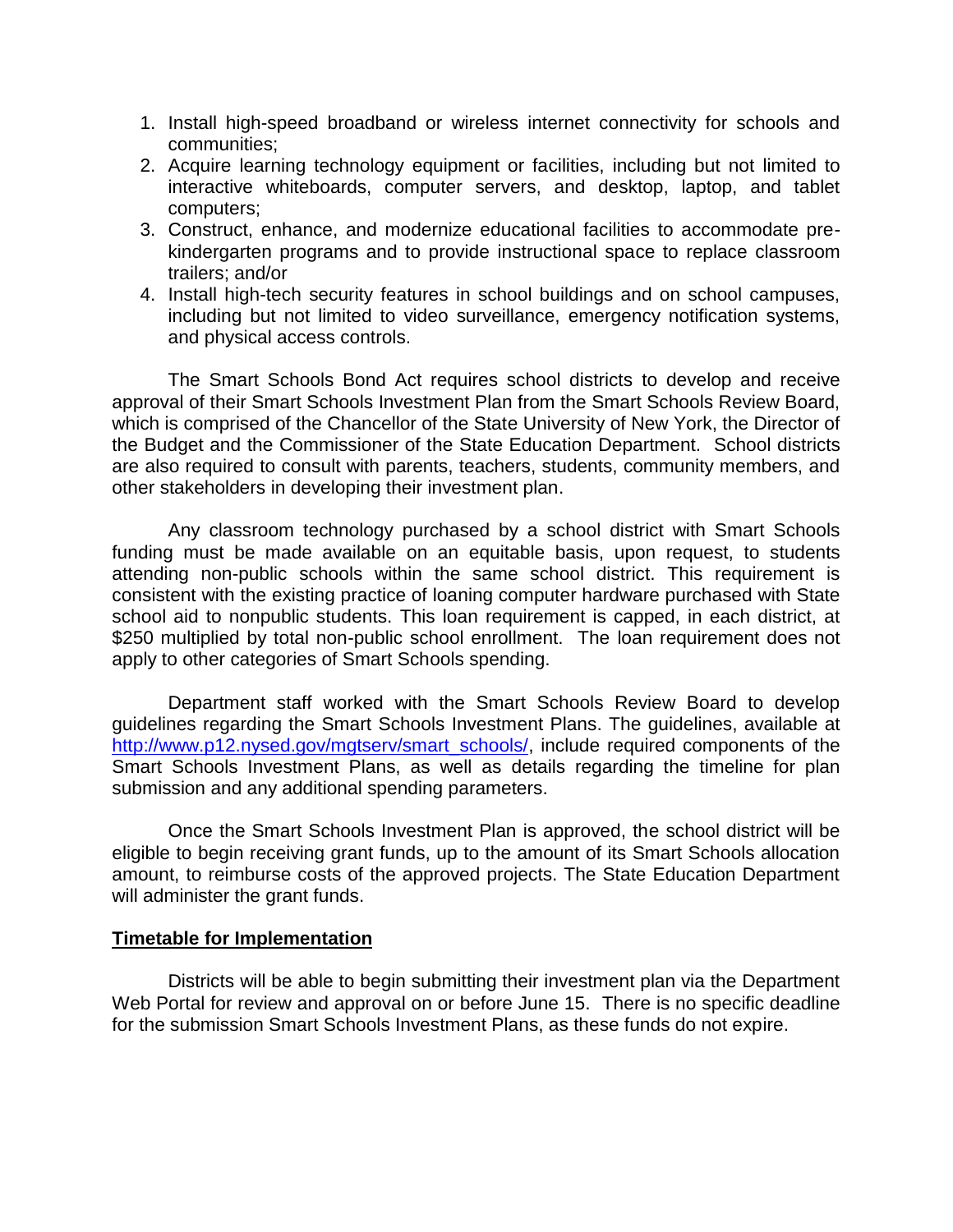1. Install high-speed broadband or wireless internet connectivity for schools and communities;
2. Acquire learning technology equipment or facilities, including but not limited to interactive whiteboards, computer servers, and desktop, laptop, and tablet computers;
3. Construct, enhance, and modernize educational facilities to accommodate pre-kindergarten programs and to provide instructional space to replace classroom trailers; and/or
4. Install high-tech security features in school buildings and on school campuses, including but not limited to video surveillance, emergency notification systems, and physical access controls.

The Smart Schools Bond Act requires school districts to develop and receive approval of their Smart Schools Investment Plan from the Smart Schools Review Board, which is comprised of the Chancellor of the State University of New York, the Director of the Budget and the Commissioner of the State Education Department. School districts are also required to consult with parents, teachers, students, community members, and other stakeholders in developing their investment plan.

Any classroom technology purchased by a school district with Smart Schools funding must be made available on an equitable basis, upon request, to students attending non-public schools within the same school district. This requirement is consistent with the existing practice of loaning computer hardware purchased with State school aid to nonpublic students. This loan requirement is capped, in each district, at $250 multiplied by total non-public school enrollment. The loan requirement does not apply to other categories of Smart Schools spending.

Department staff worked with the Smart Schools Review Board to develop guidelines regarding the Smart Schools Investment Plans. The guidelines, available at [http://www.p12.nysed.gov/mgtserv/smart_schools/](http://www.p12.nysed.gov/mgtserv/smart_schools/), include required components of the Smart Schools Investment Plans, as well as details regarding the timeline for plan submission and any additional spending parameters.

Once the Smart Schools Investment Plan is approved, the school district will be eligible to begin receiving grant funds, up to the amount of its Smart Schools allocation amount, to reimburse costs of the approved projects. The State Education Department will administer the grant funds.

**Timetable for Implementation**

Districts will be able to begin submitting their investment plan via the Department Web Portal for review and approval on or before June 15. There is no specific deadline for the submission Smart Schools Investment Plans, as these funds do not expire.